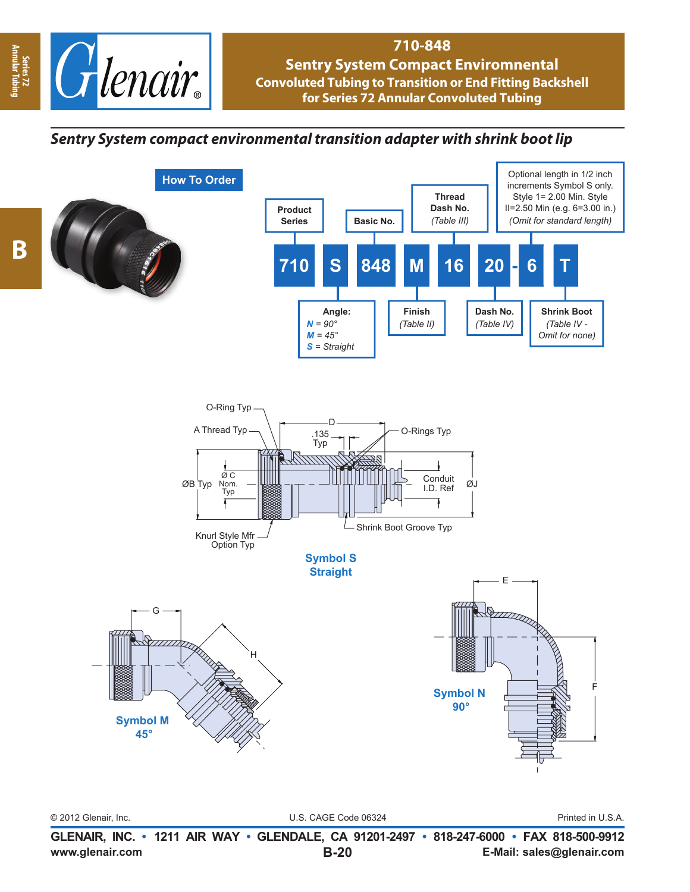# 710-848
## Sentry System Compact Enviromnental
### Convoluted Tubing to Transition or End Fitting Backshell for Series 72 Annular Convoluted Tubing

*Sentry System compact environmental transition adapter with shrink boot lip*

**How To Order**

| 710 | S | 848 | M | 16 | 20 | - 6 | T |
|---|---|---|---|---|---|---|---|

- **Product Series** — 710
- **Angle:** — S
  - ***N*** = 90°
  - ***M*** = 45°
  - ***S*** = Straight
- **Basic No.** — 848
- **Finish** — M (Table II)
- **Thread Dash No.** — 16 (Table III)
- **Dash No.** — 20 (Table IV)
- Optional length in 1/2 inch increments Symbol S only. Style 1= 2.00 Min. Style II=2.50 Min (e.g. 6=3.00 in.) *(Omit for standard length)* — 6
- **Shrink Boot** — T (Table IV - Omit for none)

O-Ring Typ, A Thread Typ, D, .135 Typ, O-Rings Typ, ØB Typ, Ø C Nom. Typ, Conduit I.D. Ref, ØJ, Knurl Style Mfr Option Typ, Shrink Boot Groove Typ

**Symbol S Straight**

G, H

**Symbol M 45°**

E, F

**Symbol N 90°**

© 2012 Glenair, Inc. U.S. CAGE Code 06324 Printed in U.S.A.

**GLENAIR, INC. • 1211 AIR WAY • GLENDALE, CA 91201-2497 • 818-247-6000 • FAX 818-500-9912**

**www.glenair.com** **B-20** **E-Mail: sales@glenair.com**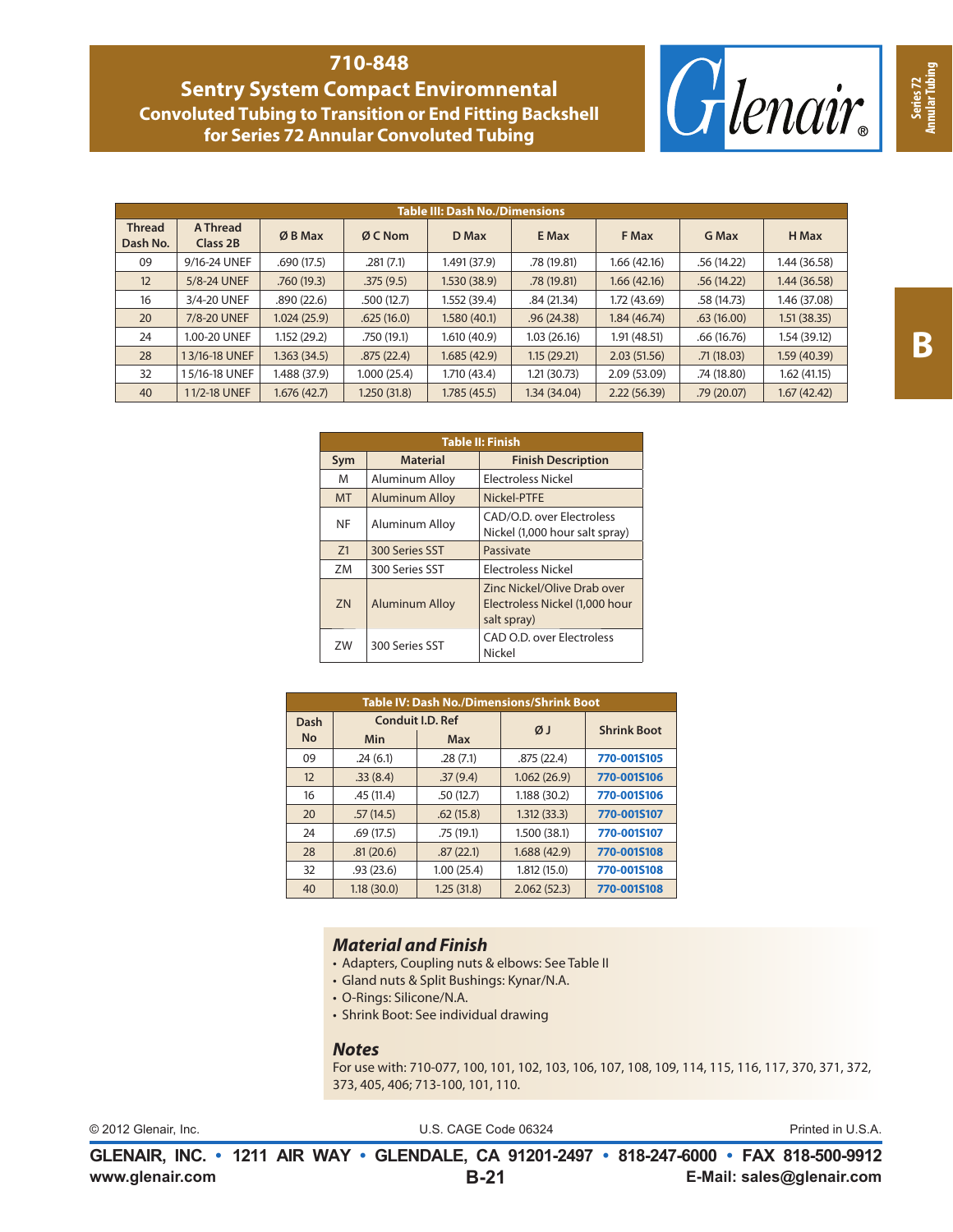# 710-848

## Sentry System Compact Environmental Convoluted Tubing to Transition or End Fitting Backshell for Series 72 Annular Convoluted Tubing

**Table III: Dash No./Dimensions**

| Thread Dash No. | A Thread Class 2B | Ø B Max | Ø C Nom | D Max | E Max | F Max | G Max | H Max |
|---|---|---|---|---|---|---|---|---|
| 09 | 9/16-24 UNEF | .690 (17.5) | .281 (7.1) | 1.491 (37.9) | .78 (19.81) | 1.66 (42.16) | .56 (14.22) | 1.44 (36.58) |
| 12 | 5/8-24 UNEF | .760 (19.3) | .375 (9.5) | 1.530 (38.9) | .78 (19.81) | 1.66 (42.16) | .56 (14.22) | 1.44 (36.58) |
| 16 | 3/4-20 UNEF | .890 (22.6) | .500 (12.7) | 1.552 (39.4) | .84 (21.34) | 1.72 (43.69) | .58 (14.73) | 1.46 (37.08) |
| 20 | 7/8-20 UNEF | 1.024 (25.9) | .625 (16.0) | 1.580 (40.1) | .96 (24.38) | 1.84 (46.74) | .63 (16.00) | 1.51 (38.35) |
| 24 | 1.00-20 UNEF | 1.152 (29.2) | .750 (19.1) | 1.610 (40.9) | 1.03 (26.16) | 1.91 (48.51) | .66 (16.76) | 1.54 (39.12) |
| 28 | 1 3/16-18 UNEF | 1.363 (34.5) | .875 (22.4) | 1.685 (42.9) | 1.15 (29.21) | 2.03 (51.56) | .71 (18.03) | 1.59 (40.39) |
| 32 | 1 5/16-18 UNEF | 1.488 (37.9) | 1.000 (25.4) | 1.710 (43.4) | 1.21 (30.73) | 2.09 (53.09) | .74 (18.80) | 1.62 (41.15) |
| 40 | 1 1/2-18 UNEF | 1.676 (42.7) | 1.250 (31.8) | 1.785 (45.5) | 1.34 (34.04) | 2.22 (56.39) | .79 (20.07) | 1.67 (42.42) |

**Table II: Finish**

| Sym | Material | Finish Description |
|---|---|---|
| M | Aluminum Alloy | Electroless Nickel |
| MT | Aluminum Alloy | Nickel-PTFE |
| NF | Aluminum Alloy | CAD/O.D. over Electroless Nickel (1,000 hour salt spray) |
| Z1 | 300 Series SST | Passivate |
| ZM | 300 Series SST | Electroless Nickel |
| ZN | Aluminum Alloy | Zinc Nickel/Olive Drab over Electroless Nickel (1,000 hour salt spray) |
| ZW | 300 Series SST | CAD O.D. over Electroless Nickel |

**Table IV: Dash No./Dimensions/Shrink Boot**

| Dash No | Conduit I.D. Ref | | Ø J | Shrink Boot |
|---|---|---|---|---|
| | Min | Max | | |
| 09 | .24 (6.1) | .28 (7.1) | .875 (22.4) | 770-001S105 |
| 12 | .33 (8.4) | .37 (9.4) | 1.062 (26.9) | 770-001S106 |
| 16 | .45 (11.4) | .50 (12.7) | 1.188 (30.2) | 770-001S106 |
| 20 | .57 (14.5) | .62 (15.8) | 1.312 (33.3) | 770-001S107 |
| 24 | .69 (17.5) | .75 (19.1) | 1.500 (38.1) | 770-001S107 |
| 28 | .81 (20.6) | .87 (22.1) | 1.688 (42.9) | 770-001S108 |
| 32 | .93 (23.6) | 1.00 (25.4) | 1.812 (15.0) | 770-001S108 |
| 40 | 1.18 (30.0) | 1.25 (31.8) | 2.062 (52.3) | 770-001S108 |

### *Material and Finish*

- Adapters, Coupling nuts & elbows: See Table II
- Gland nuts & Split Bushings: Kynar/N.A.
- O-Rings: Silicone/N.A.
- Shrink Boot: See individual drawing

### *Notes*

For use with: 710-077, 100, 101, 102, 103, 106, 107, 108, 109, 114, 115, 116, 117, 370, 371, 372, 373, 405, 406; 713-100, 101, 110.

© 2012 Glenair, Inc. U.S. CAGE Code 06324 Printed in U.S.A.

**GLENAIR, INC. • 1211 AIR WAY • GLENDALE, CA 91201-2497 • 818-247-6000 • FAX 818-500-9912**
**www.glenair.com E-Mail: sales@glenair.com**